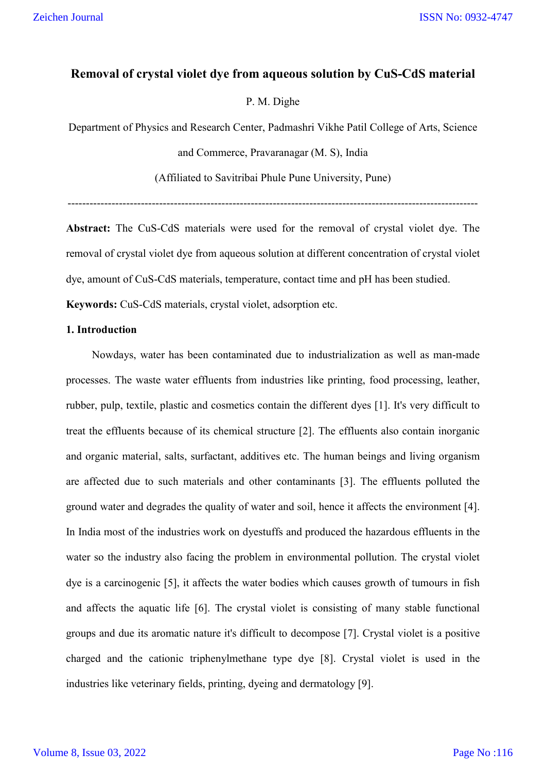# Removal of crystal violet dye from aqueous solution by CuS-CdS material

P. M. Dighe

Department of Physics and Research Center, Padmashri Vikhe Patil College of Arts, Science and Commerce, Pravaranagar (M. S), India

(Affiliated to Savitribai Phule Pune University, Pune)

---

**Abstract:** The CuS-CdS materials were used for the removal of crystal violet dye. The removal of crystal violet dye from aqueous solution at different concentration of crystal violet dye, amount of CuS-CdS materials, temperature, contact time and pH has been studied.

**Keywords:** CuS-CdS materials, crystal violet, adsorption etc.

## 1. Introduction

Nowdays, water has been contaminated due to industrialization as well as man-made processes. The waste water effluents from industries like printing, food processing, leather, rubber, pulp, textile, plastic and cosmetics contain the different dyes [1]. It's very difficult to treat the effluents because of its chemical structure [2]. The effluents also contain inorganic and organic material, salts, surfactant, additives etc. The human beings and living organism are affected due to such materials and other contaminants [3]. The effluents polluted the ground water and degrades the quality of water and soil, hence it affects the environment [4]. In India most of the industries work on dyestuffs and produced the hazardous effluents in the water so the industry also facing the problem in environmental pollution. The crystal violet dye is a carcinogenic [5], it affects the water bodies which causes growth of tumours in fish and affects the aquatic life [6]. The crystal violet is consisting of many stable functional groups and due its aromatic nature it's difficult to decompose [7]. Crystal violet is a positive charged and the cationic triphenylmethane type dye [8]. Crystal violet is used in the industries like veterinary fields, printing, dyeing and dermatology [9].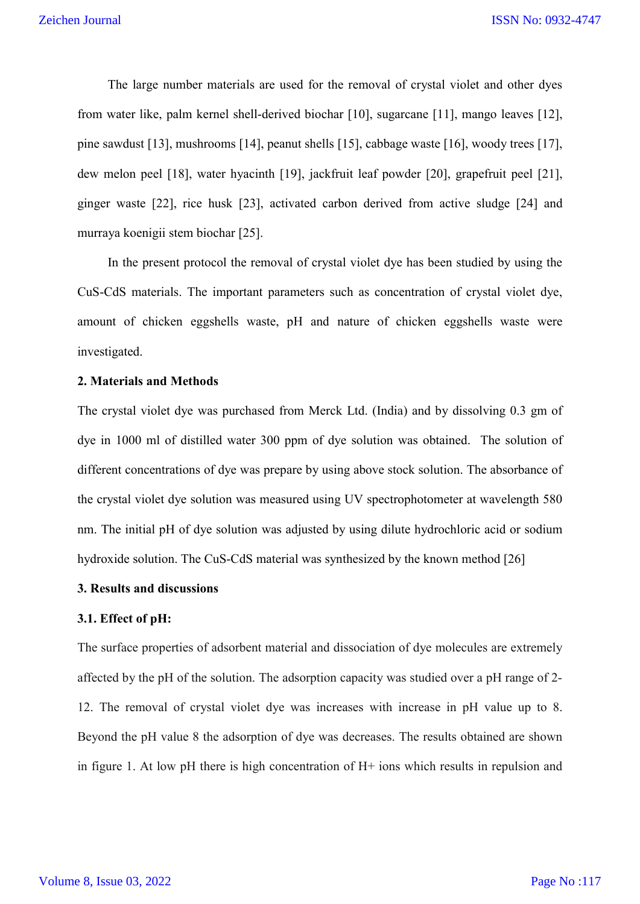The large number materials are used for the removal of crystal violet and other dyes from water like, palm kernel shell-derived biochar [10], sugarcane [11], mango leaves [12], pine sawdust [13], mushrooms [14], peanut shells [15], cabbage waste [16], woody trees [17], dew melon peel [18], water hyacinth [19], jackfruit leaf powder [20], grapefruit peel [21], ginger waste [22], rice husk [23], activated carbon derived from active sludge [24] and murraya koenigii stem biochar [25].

In the present protocol the removal of crystal violet dye has been studied by using the CuS-CdS materials. The important parameters such as concentration of crystal violet dye, amount of chicken eggshells waste, pH and nature of chicken eggshells waste were investigated.

## 2. Materials and Methods

The crystal violet dye was purchased from Merck Ltd. (India) and by dissolving 0.3 gm of dye in 1000 ml of distilled water 300 ppm of dye solution was obtained. The solution of different concentrations of dye was prepare by using above stock solution. The absorbance of the crystal violet dye solution was measured using UV spectrophotometer at wavelength 580 nm. The initial pH of dye solution was adjusted by using dilute hydrochloric acid or sodium hydroxide solution. The CuS-CdS material was synthesized by the known method [26]

## 3. Results and discussions

### 3.1. Effect of pH:

The surface properties of adsorbent material and dissociation of dye molecules are extremely affected by the pH of the solution. The adsorption capacity was studied over a pH range of 2-12. The removal of crystal violet dye was increases with increase in pH value up to 8. Beyond the pH value 8 the adsorption of dye was decreases. The results obtained are shown in figure 1. At low pH there is high concentration of $H^+$ ions which results in repulsion and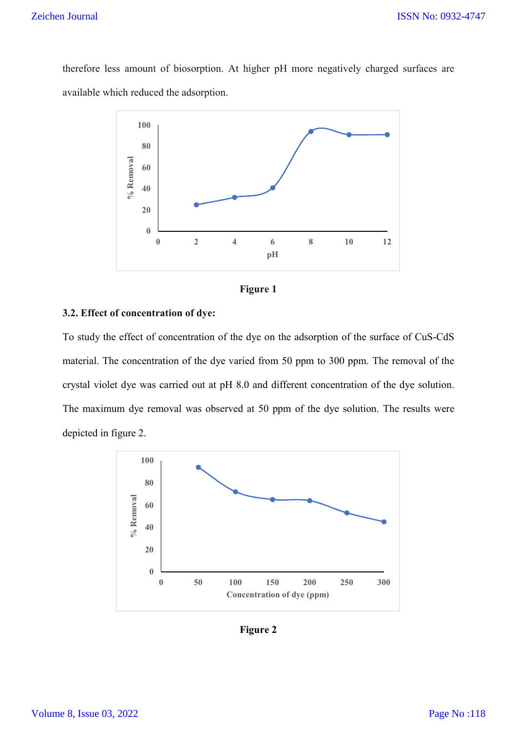therefore less amount of biosorption. At higher pH more negatively charged surfaces are available which reduced the adsorption.

**Figure 1**

### 3.2. Effect of concentration of dye:

To study the effect of concentration of the dye on the adsorption of the surface of CuS-CdS material. The concentration of the dye varied from 50 ppm to 300 ppm. The removal of the crystal violet dye was carried out at pH 8.0 and different concentration of the dye solution. The maximum dye removal was observed at 50 ppm of the dye solution. The results were depicted in figure 2.

**Figure 2**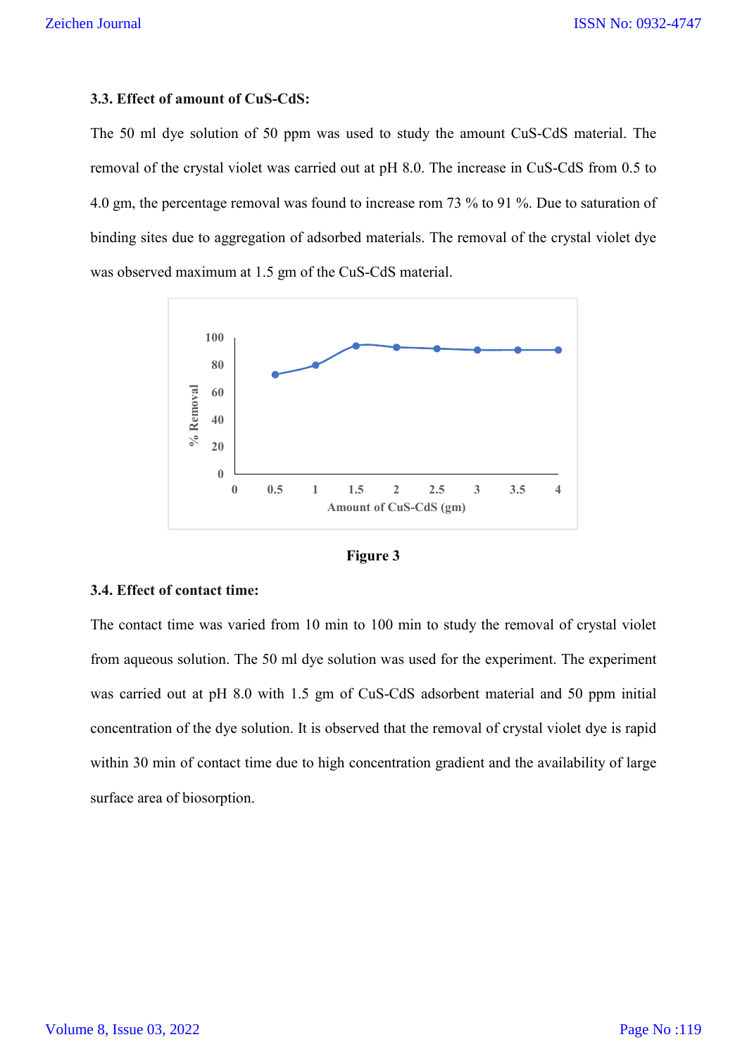### 3.3. Effect of amount of CuS-CdS:

The 50 ml dye solution of 50 ppm was used to study the amount CuS-CdS material. The removal of the crystal violet was carried out at pH 8.0. The increase in CuS-CdS from 0.5 to 4.0 gm, the percentage removal was found to increase rom 73 % to 91 %. Due to saturation of binding sites due to aggregation of adsorbed materials. The removal of the crystal violet dye was observed maximum at 1.5 gm of the CuS-CdS material.

**Figure 3**

### 3.4. Effect of contact time:

The contact time was varied from 10 min to 100 min to study the removal of crystal violet from aqueous solution. The 50 ml dye solution was used for the experiment. The experiment was carried out at pH 8.0 with 1.5 gm of CuS-CdS adsorbent material and 50 ppm initial concentration of the dye solution. It is observed that the removal of crystal violet dye is rapid within 30 min of contact time due to high concentration gradient and the availability of large surface area of biosorption.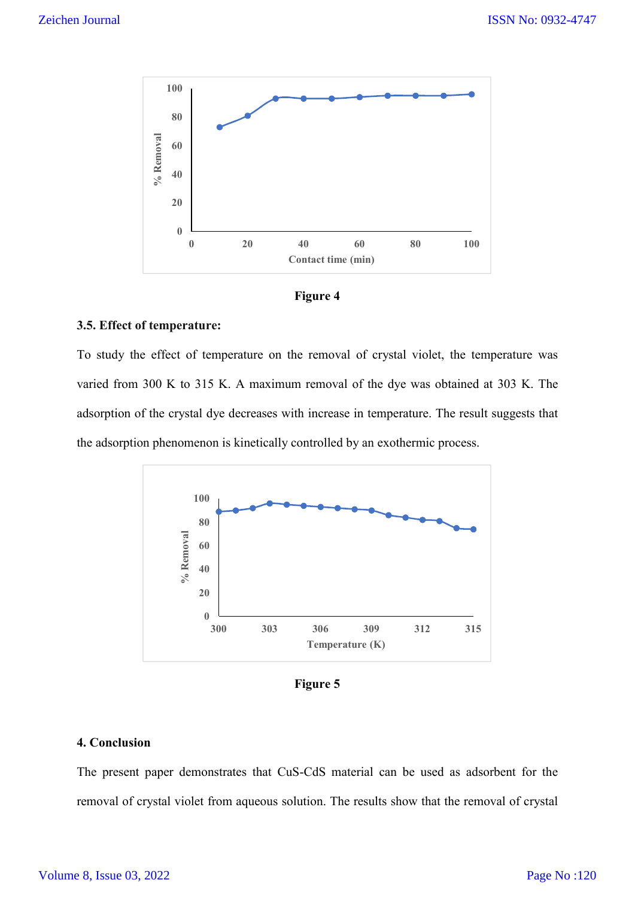Figure 4

### 3.5. Effect of temperature:

To study the effect of temperature on the removal of crystal violet, the temperature was varied from 300 K to 315 K. A maximum removal of the dye was obtained at 303 K. The adsorption of the crystal dye decreases with increase in temperature. The result suggests that the adsorption phenomenon is kinetically controlled by an exothermic process.

Figure 5

## 4. Conclusion

The present paper demonstrates that CuS-CdS material can be used as adsorbent for the removal of crystal violet from aqueous solution. The results show that the removal of crystal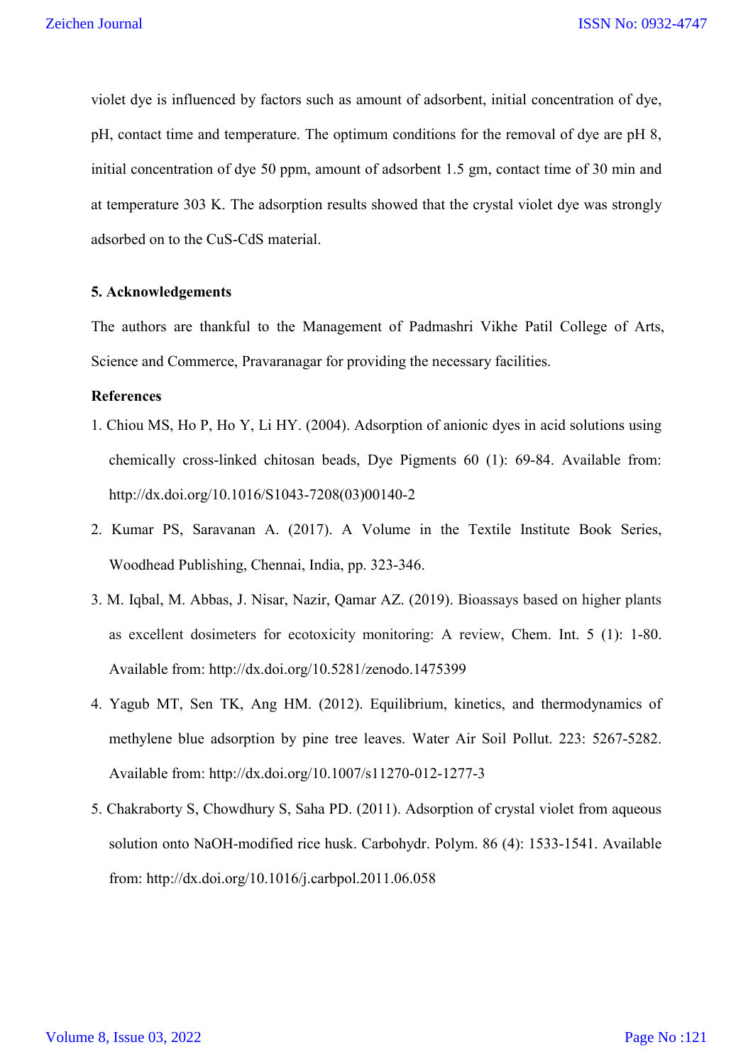violet dye is influenced by factors such as amount of adsorbent, initial concentration of dye, pH, contact time and temperature. The optimum conditions for the removal of dye are pH 8, initial concentration of dye 50 ppm, amount of adsorbent 1.5 gm, contact time of 30 min and at temperature 303 K. The adsorption results showed that the crystal violet dye was strongly adsorbed on to the CuS-CdS material.

## 5. Acknowledgements

The authors are thankful to the Management of Padmashri Vikhe Patil College of Arts, Science and Commerce, Pravaranagar for providing the necessary facilities.

## References

1. Chiou MS, Ho P, Ho Y, Li HY. (2004). Adsorption of anionic dyes in acid solutions using chemically cross-linked chitosan beads, Dye Pigments 60 (1): 69-84. Available from: http://dx.doi.org/10.1016/S1043-7208(03)00140-2
2. Kumar PS, Saravanan A. (2017). A Volume in the Textile Institute Book Series, Woodhead Publishing, Chennai, India, pp. 323-346.
3. M. Iqbal, M. Abbas, J. Nisar, Nazir, Qamar AZ. (2019). Bioassays based on higher plants as excellent dosimeters for ecotoxicity monitoring: A review, Chem. Int. 5 (1): 1-80. Available from: http://dx.doi.org/10.5281/zenodo.1475399
4. Yagub MT, Sen TK, Ang HM. (2012). Equilibrium, kinetics, and thermodynamics of methylene blue adsorption by pine tree leaves. Water Air Soil Pollut. 223: 5267-5282. Available from: http://dx.doi.org/10.1007/s11270-012-1277-3
5. Chakraborty S, Chowdhury S, Saha PD. (2011). Adsorption of crystal violet from aqueous solution onto NaOH-modified rice husk. Carbohydr. Polym. 86 (4): 1533-1541. Available from: http://dx.doi.org/10.1016/j.carbpol.2011.06.058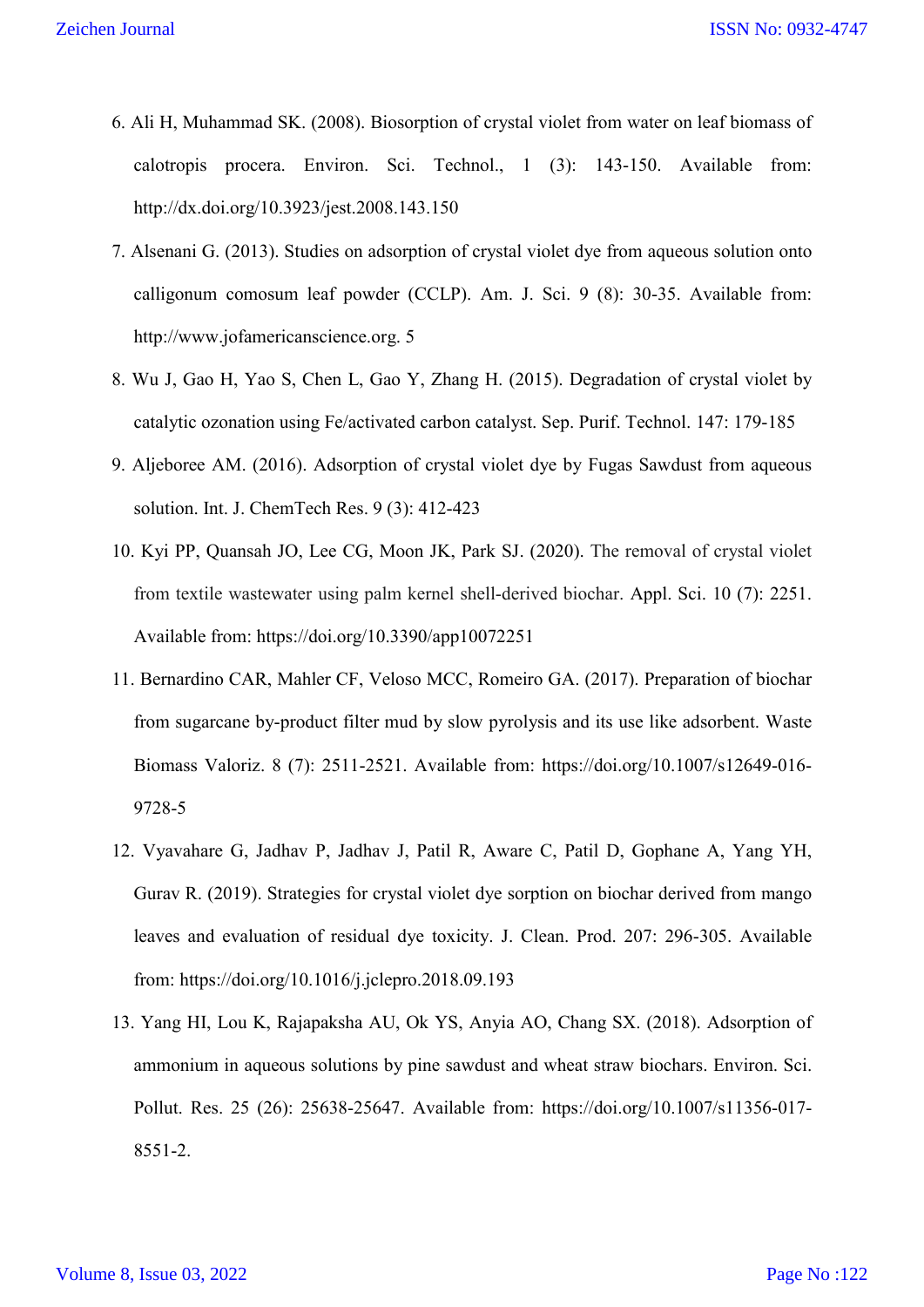6. Ali H, Muhammad SK. (2008). Biosorption of crystal violet from water on leaf biomass of calotropis procera. Environ. Sci. Technol., 1 (3): 143-150. Available from: http://dx.doi.org/10.3923/jest.2008.143.150
7. Alsenani G. (2013). Studies on adsorption of crystal violet dye from aqueous solution onto calligonum comosum leaf powder (CCLP). Am. J. Sci. 9 (8): 30-35. Available from: http://www.jofamericanscience.org. 5
8. Wu J, Gao H, Yao S, Chen L, Gao Y, Zhang H. (2015). Degradation of crystal violet by catalytic ozonation using Fe/activated carbon catalyst. Sep. Purif. Technol. 147: 179-185
9. Aljeboree AM. (2016). Adsorption of crystal violet dye by Fugas Sawdust from aqueous solution. Int. J. ChemTech Res. 9 (3): 412-423
10. Kyi PP, Quansah JO, Lee CG, Moon JK, Park SJ. (2020). The removal of crystal violet from textile wastewater using palm kernel shell-derived biochar. Appl. Sci. 10 (7): 2251. Available from: https://doi.org/10.3390/app10072251
11. Bernardino CAR, Mahler CF, Veloso MCC, Romeiro GA. (2017). Preparation of biochar from sugarcane by-product filter mud by slow pyrolysis and its use like adsorbent. Waste Biomass Valoriz. 8 (7): 2511-2521. Available from: https://doi.org/10.1007/s12649-016-9728-5
12. Vyavahare G, Jadhav P, Jadhav J, Patil R, Aware C, Patil D, Gophane A, Yang YH, Gurav R. (2019). Strategies for crystal violet dye sorption on biochar derived from mango leaves and evaluation of residual dye toxicity. J. Clean. Prod. 207: 296-305. Available from: https://doi.org/10.1016/j.jclepro.2018.09.193
13. Yang HI, Lou K, Rajapaksha AU, Ok YS, Anyia AO, Chang SX. (2018). Adsorption of ammonium in aqueous solutions by pine sawdust and wheat straw biochars. Environ. Sci. Pollut. Res. 25 (26): 25638-25647. Available from: https://doi.org/10.1007/s11356-017-8551-2.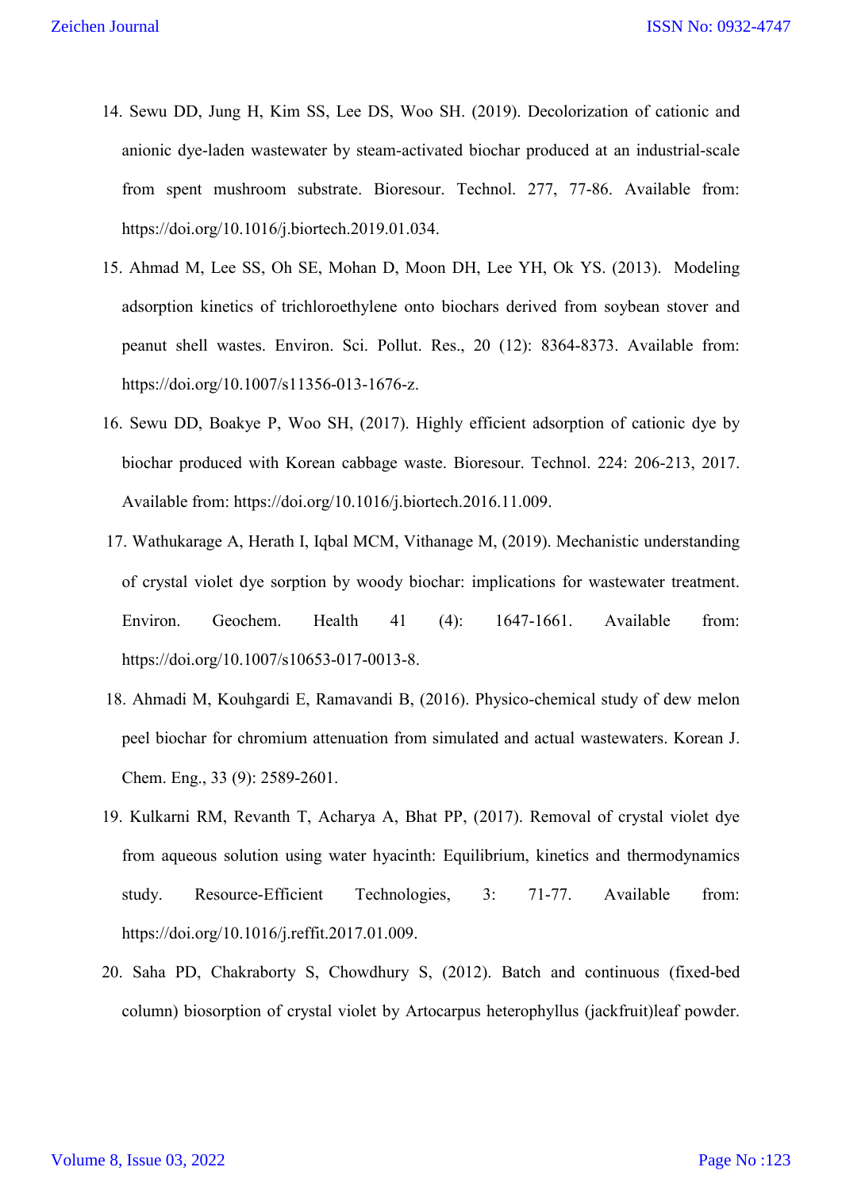14. Sewu DD, Jung H, Kim SS, Lee DS, Woo SH. (2019). Decolorization of cationic and anionic dye-laden wastewater by steam-activated biochar produced at an industrial-scale from spent mushroom substrate. Bioresour. Technol. 277, 77-86. Available from: https://doi.org/10.1016/j.biortech.2019.01.034.
15. Ahmad M, Lee SS, Oh SE, Mohan D, Moon DH, Lee YH, Ok YS. (2013). Modeling adsorption kinetics of trichloroethylene onto biochars derived from soybean stover and peanut shell wastes. Environ. Sci. Pollut. Res., 20 (12): 8364-8373. Available from: https://doi.org/10.1007/s11356-013-1676-z.
16. Sewu DD, Boakye P, Woo SH, (2017). Highly efficient adsorption of cationic dye by biochar produced with Korean cabbage waste. Bioresour. Technol. 224: 206-213, 2017. Available from: https://doi.org/10.1016/j.biortech.2016.11.009.
17. Wathukarage A, Herath I, Iqbal MCM, Vithanage M, (2019). Mechanistic understanding of crystal violet dye sorption by woody biochar: implications for wastewater treatment. Environ. Geochem. Health 41 (4): 1647-1661. Available from: https://doi.org/10.1007/s10653-017-0013-8.
18. Ahmadi M, Kouhgardi E, Ramavandi B, (2016). Physico-chemical study of dew melon peel biochar for chromium attenuation from simulated and actual wastewaters. Korean J. Chem. Eng., 33 (9): 2589-2601.
19. Kulkarni RM, Revanth T, Acharya A, Bhat PP, (2017). Removal of crystal violet dye from aqueous solution using water hyacinth: Equilibrium, kinetics and thermodynamics study. Resource-Efficient Technologies, 3: 71-77. Available from: https://doi.org/10.1016/j.reffit.2017.01.009.
20. Saha PD, Chakraborty S, Chowdhury S, (2012). Batch and continuous (fixed-bed column) biosorption of crystal violet by Artocarpus heterophyllus (jackfruit)leaf powder.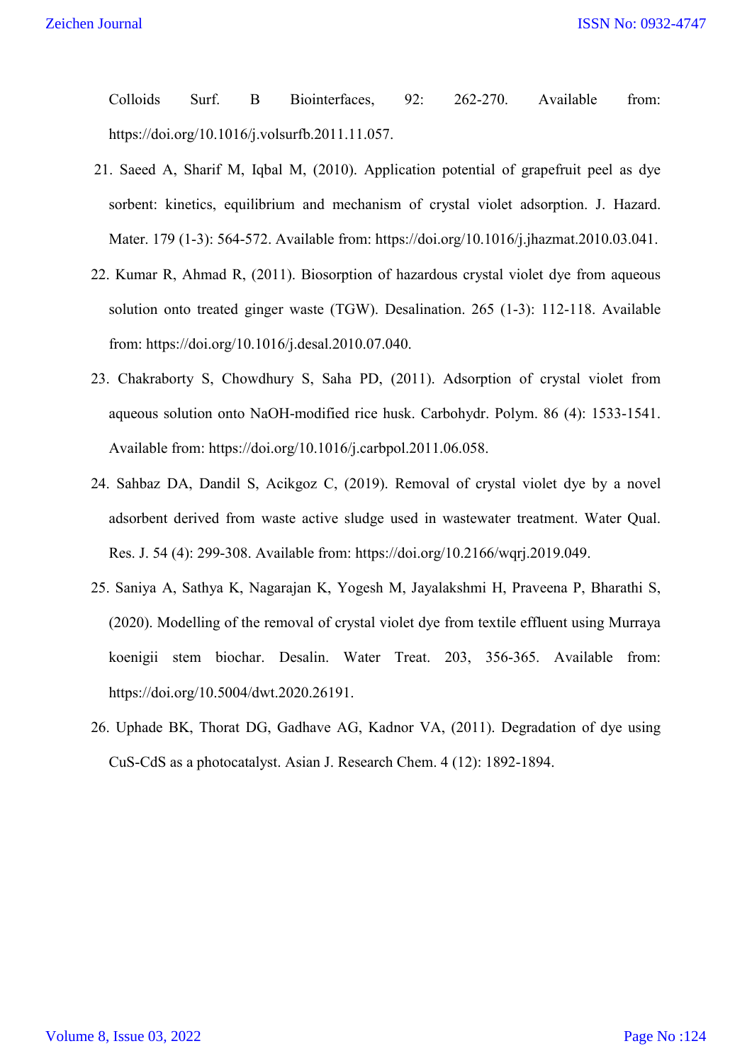Colloids Surf. B Biointerfaces, 92: 262-270. Available from: https://doi.org/10.1016/j.volsurfb.2011.11.057.

21. Saeed A, Sharif M, Iqbal M, (2010). Application potential of grapefruit peel as dye sorbent: kinetics, equilibrium and mechanism of crystal violet adsorption. J. Hazard. Mater. 179 (1-3): 564-572. Available from: https://doi.org/10.1016/j.jhazmat.2010.03.041.
22. Kumar R, Ahmad R, (2011). Biosorption of hazardous crystal violet dye from aqueous solution onto treated ginger waste (TGW). Desalination. 265 (1-3): 112-118. Available from: https://doi.org/10.1016/j.desal.2010.07.040.
23. Chakraborty S, Chowdhury S, Saha PD, (2011). Adsorption of crystal violet from aqueous solution onto NaOH-modified rice husk. Carbohydr. Polym. 86 (4): 1533-1541. Available from: https://doi.org/10.1016/j.carbpol.2011.06.058.
24. Sahbaz DA, Dandil S, Acikgoz C, (2019). Removal of crystal violet dye by a novel adsorbent derived from waste active sludge used in wastewater treatment. Water Qual. Res. J. 54 (4): 299-308. Available from: https://doi.org/10.2166/wqrj.2019.049.
25. Saniya A, Sathya K, Nagarajan K, Yogesh M, Jayalakshmi H, Praveena P, Bharathi S, (2020). Modelling of the removal of crystal violet dye from textile effluent using Murraya koenigii stem biochar. Desalin. Water Treat. 203, 356-365. Available from: https://doi.org/10.5004/dwt.2020.26191.
26. Uphade BK, Thorat DG, Gadhave AG, Kadnor VA, (2011). Degradation of dye using CuS-CdS as a photocatalyst. Asian J. Research Chem. 4 (12): 1892-1894.